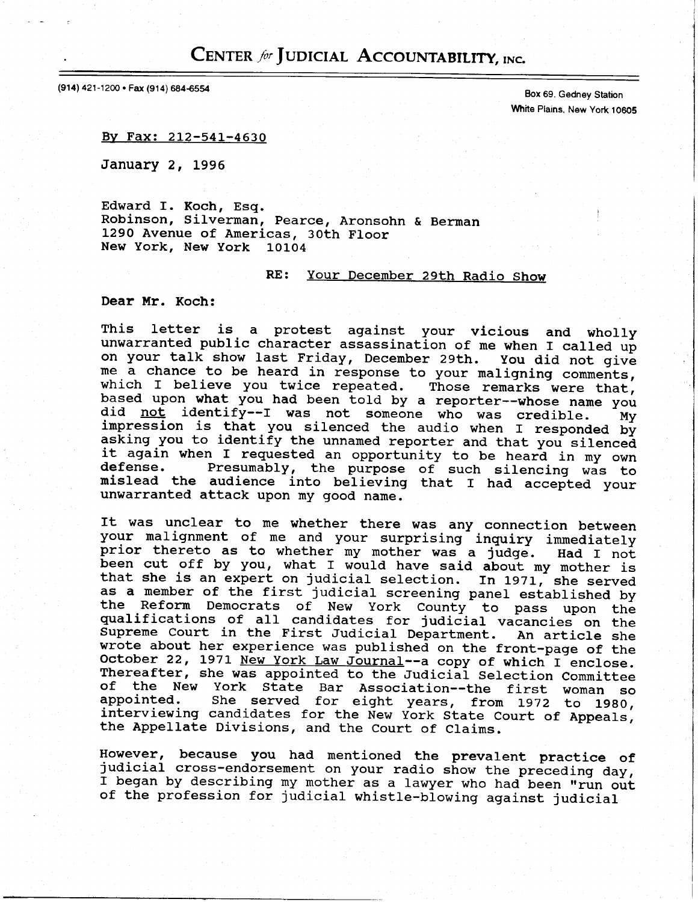# CENTER *for* JUDICIAL ACCOUNTABILITY, INC.

(914) 421-1200 • Fax (914) 684-6554

Box 69, Gedney Station
White Plains, New York 10605

By Fax: 212-541-4630

January 2, 1996

Edward I. Koch, Esq.
Robinson, Silverman, Pearce, Aronsohn & Berman
1290 Avenue of Americas, 30th Floor
New York, New York 10104

RE: Your December 29th Radio Show

**Dear Mr. Koch:**

This letter is a protest against your vicious and wholly unwarranted public character assassination of me when I called up on your talk show last Friday, December 29th. You did not give me a chance to be heard in response to your maligning comments, which I believe you twice repeated. Those remarks were that, based upon what you had been told by a reporter--whose name you did not identify--I was not someone who was credible. My impression is that you silenced the audio when I responded by asking you to identify the unnamed reporter and that you silenced it again when I requested an opportunity to be heard in my own defense. Presumably, the purpose of such silencing was to mislead the audience into believing that I had accepted your unwarranted attack upon my good name.

It was unclear to me whether there was any connection between your malignment of me and your surprising inquiry immediately prior thereto as to whether my mother was a judge. Had I not been cut off by you, what I would have said about my mother is that she is an expert on judicial selection. In 1971, she served as a member of the first judicial screening panel established by the Reform Democrats of New York County to pass upon the qualifications of all candidates for judicial vacancies on the Supreme Court in the First Judicial Department. An article she wrote about her experience was published on the front-page of the October 22, 1971 New York Law Journal--a copy of which I enclose. Thereafter, she was appointed to the Judicial Selection Committee of the New York State Bar Association--the first woman so appointed. She served for eight years, from 1972 to 1980, interviewing candidates for the New York State Court of Appeals, the Appellate Divisions, and the Court of Claims.

However, because you had mentioned the prevalent practice of judicial cross-endorsement on your radio show the preceding day, I began by describing my mother as a lawyer who had been "run out of the profession for judicial whistle-blowing against judicial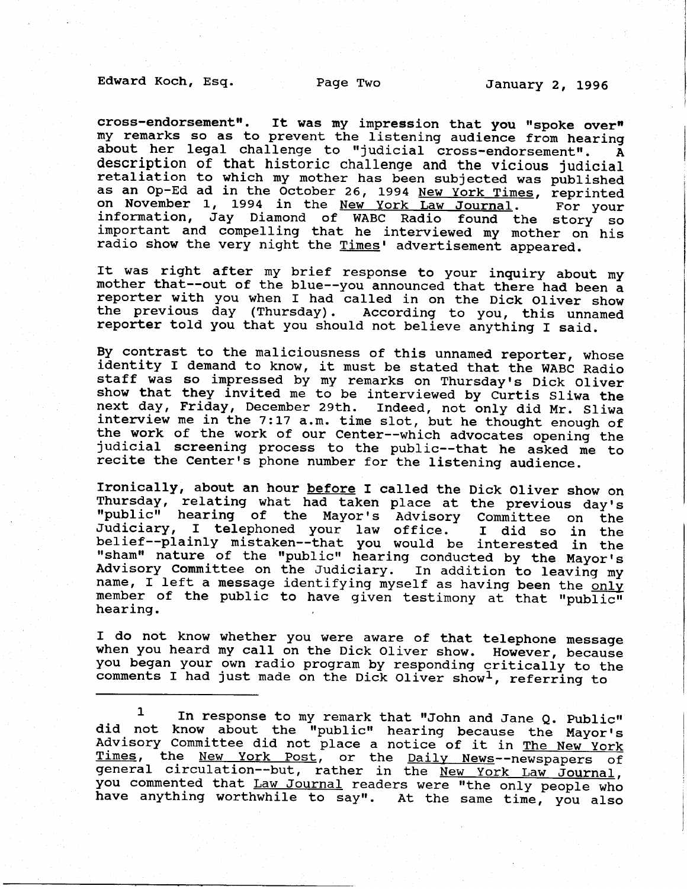cross-endorsement". It was my impression that you "spoke over" my remarks so as to prevent the listening audience from hearing about her legal challenge to "judicial cross-endorsement". A description of that historic challenge and the vicious judicial retaliation to which my mother has been subjected was published as an Op-Ed ad in the October 26, 1994 New York Times, reprinted on November 1, 1994 in the New York Law Journal. For your information, Jay Diamond of WABC Radio found the story so important and compelling that he interviewed my mother on his radio show the very night the Times' advertisement appeared.

It was right after my brief response to your inquiry about my mother that--out of the blue--you announced that there had been a reporter with you when I had called in on the Dick Oliver show the previous day (Thursday). According to you, this unnamed reporter told you that you should not believe anything I said.

By contrast to the maliciousness of this unnamed reporter, whose identity I demand to know, it must be stated that the WABC Radio staff was so impressed by my remarks on Thursday's Dick Oliver show that they invited me to be interviewed by Curtis Sliwa the next day, Friday, December 29th. Indeed, not only did Mr. Sliwa interview me in the 7:17 a.m. time slot, but he thought enough of the work of the work of our Center--which advocates opening the judicial screening process to the public--that he asked me to recite the Center's phone number for the listening audience.

Ironically, about an hour before I called the Dick Oliver show on Thursday, relating what had taken place at the previous day's "public" hearing of the Mayor's Advisory Committee on the Judiciary, I telephoned your law office. I did so in the belief--plainly mistaken--that you would be interested in the "sham" nature of the "public" hearing conducted by the Mayor's Advisory Committee on the Judiciary. In addition to leaving my name, I left a message identifying myself as having been the only member of the public to have given testimony at that "public" hearing.

I do not know whether you were aware of that telephone message when you heard my call on the Dick Oliver show. However, because you began your own radio program by responding critically to the comments I had just made on the Dick Oliver show[1], referring to

---

[1] In response to my remark that "John and Jane Q. Public" did not know about the "public" hearing because the Mayor's Advisory Committee did not place a notice of it in The New York Times, the New York Post, or the Daily News--newspapers of general circulation--but, rather in the New York Law Journal, you commented that Law Journal readers were "the only people who have anything worthwhile to say". At the same time, you also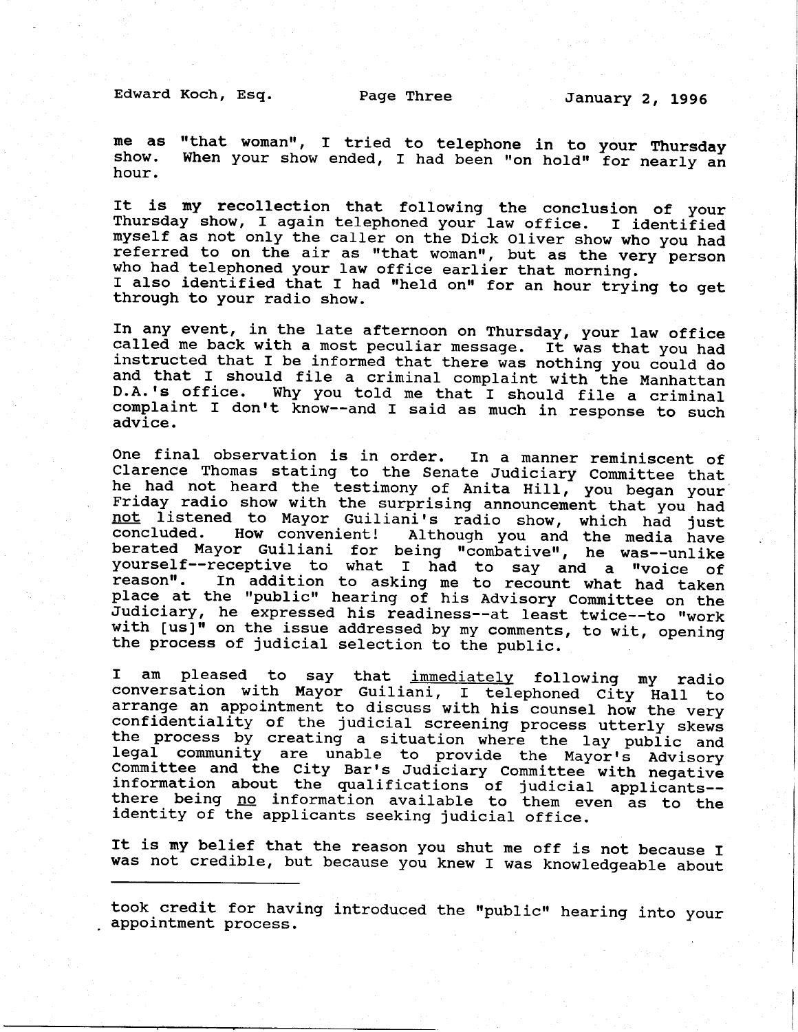me as "that woman", I tried to telephone in to your Thursday show. When your show ended, I had been "on hold" for nearly an hour.

It is my recollection that following the conclusion of your Thursday show, I again telephoned your law office. I identified myself as not only the caller on the Dick Oliver show who you had referred to on the air as "that woman", but as the very person who had telephoned your law office earlier that morning. I also identified that I had "held on" for an hour trying to get through to your radio show.

In any event, in the late afternoon on Thursday, your law office called me back with a most peculiar message. It was that you had instructed that I be informed that there was nothing you could do and that I should file a criminal complaint with the Manhattan D.A.'s office. Why you told me that I should file a criminal complaint I don't know--and I said as much in response to such advice.

One final observation is in order. In a manner reminiscent of Clarence Thomas stating to the Senate Judiciary Committee that he had not heard the testimony of Anita Hill, you began your Friday radio show with the surprising announcement that you had <u>not</u> listened to Mayor Guiliani's radio show, which had just concluded. How convenient! Although you and the media have berated Mayor Guiliani for being "combative", he was--unlike yourself--receptive to what I had to say and a "voice of reason". In addition to asking me to recount what had taken place at the "public" hearing of his Advisory Committee on the Judiciary, he expressed his readiness--at least twice--to "work with [us]" on the issue addressed by my comments, to wit, opening the process of judicial selection to the public.

I am pleased to say that <u>immediately</u> following my radio conversation with Mayor Guiliani, I telephoned City Hall to arrange an appointment to discuss with his counsel how the very confidentiality of the judicial screening process utterly skews the process by creating a situation where the lay public and legal community are unable to provide the Mayor's Advisory Committee and the City Bar's Judiciary Committee with negative information about the qualifications of judicial applicants--there being <u>no</u> information available to them even as to the identity of the applicants seeking judicial office.

It is my belief that the reason you shut me off is not because I was not credible, but because you knew I was knowledgeable about

---

took credit for having introduced the "public" hearing into your appointment process.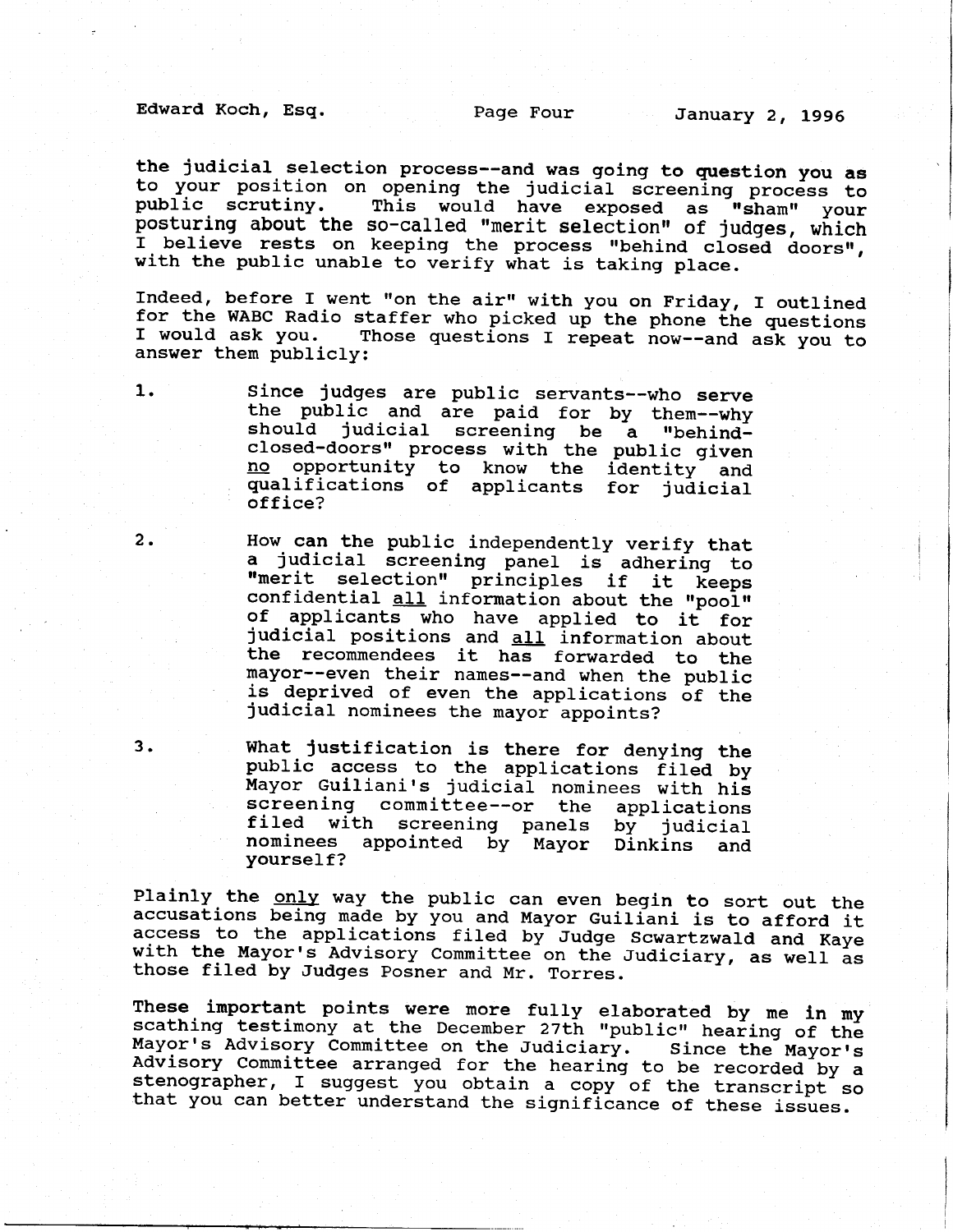the judicial selection process--and was going to question you as to your position on opening the judicial screening process to public scrutiny. This would have exposed as "sham" your posturing about the so-called "merit selection" of judges, which I believe rests on keeping the process "behind closed doors", with the public unable to verify what is taking place.

Indeed, before I went "on the air" with you on Friday, I outlined for the WABC Radio staffer who picked up the phone the questions I would ask you. Those questions I repeat now--and ask you to answer them publicly:

1. Since judges are public servants--who serve the public and are paid for by them--why should judicial screening be a "behind-closed-doors" process with the public given <u>no</u> opportunity to know the identity and qualifications of applicants for judicial office?

2. How can the public independently verify that a judicial screening panel is adhering to "merit selection" principles if it keeps confidential <u>all</u> information about the "pool" of applicants who have applied to it for judicial positions and <u>all</u> information about the recommendees it has forwarded to the mayor--even their names--and when the public is deprived of even the applications of the judicial nominees the mayor appoints?

3. What justification is there for denying the public access to the applications filed by Mayor Guiliani's judicial nominees with his screening committee--or the applications filed with screening panels by judicial nominees appointed by Mayor Dinkins and yourself?

Plainly the <u>only</u> way the public can even begin to sort out the accusations being made by you and Mayor Guiliani is to afford it access to the applications filed by Judge Scwartzwald and Kaye with the Mayor's Advisory Committee on the Judiciary, as well as those filed by Judges Posner and Mr. Torres.

These important points were more fully elaborated by me in my scathing testimony at the December 27th "public" hearing of the Mayor's Advisory Committee on the Judiciary. Since the Mayor's Advisory Committee arranged for the hearing to be recorded by a stenographer, I suggest you obtain a copy of the transcript so that you can better understand the significance of these issues.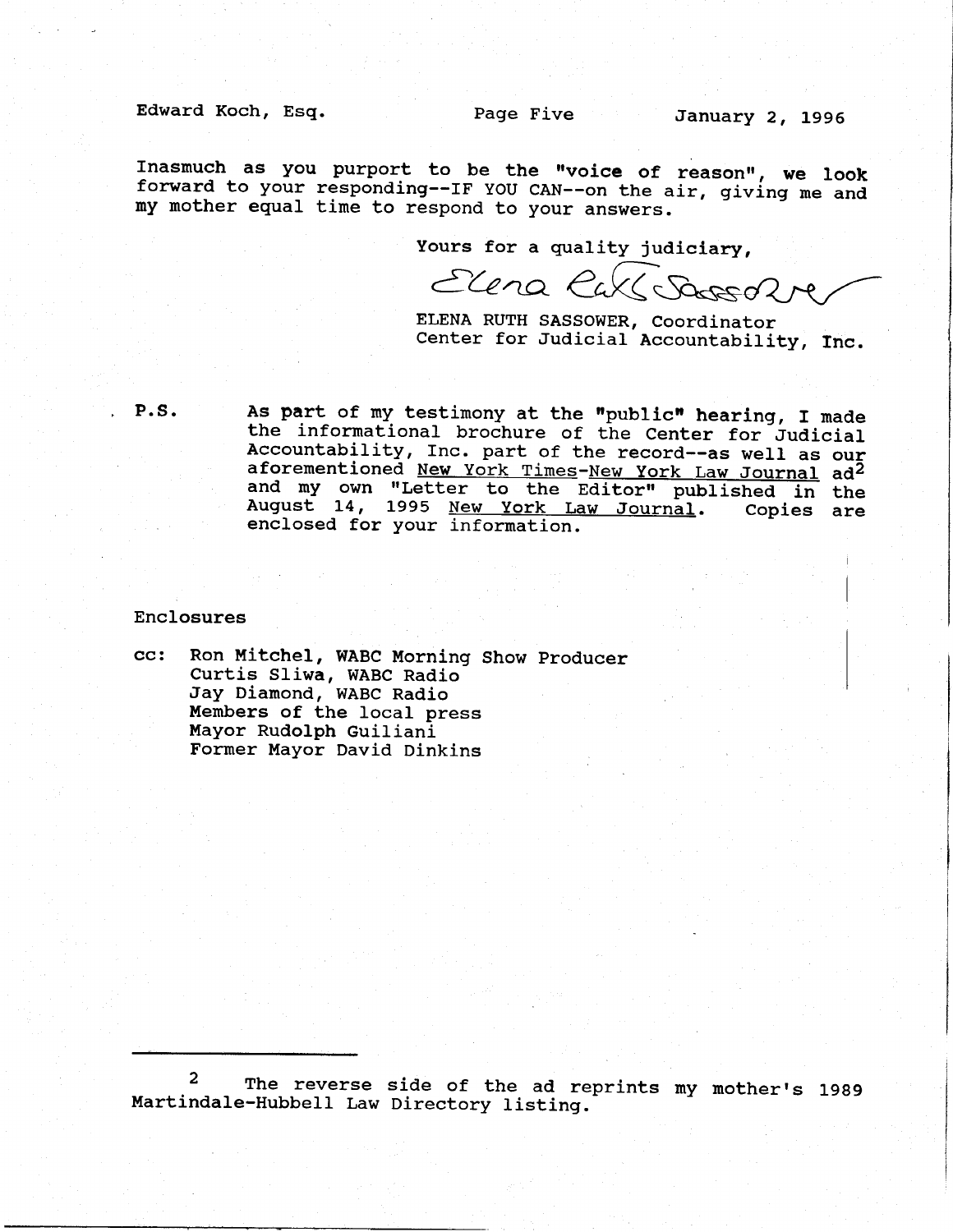Inasmuch as you purport to be the "voice of reason", we look forward to your responding--IF YOU CAN--on the air, giving me and my mother equal time to respond to your answers.

Yours for a quality judiciary,

Elena Ruth Sassower

ELENA RUTH SASSOWER, Coordinator
Center for Judicial Accountability, Inc.

P.S. As part of my testimony at the "public" hearing, I made the informational brochure of the Center for Judicial Accountability, Inc. part of the record--as well as our aforementioned New York Times-New York Law Journal ad[2] and my own "Letter to the Editor" published in the August 14, 1995 New York Law Journal. Copies are enclosed for your information.

Enclosures

cc: Ron Mitchel, WABC Morning Show Producer
Curtis Sliwa, WABC Radio
Jay Diamond, WABC Radio
Members of the local press
Mayor Rudolph Guiliani
Former Mayor David Dinkins

---

[2] The reverse side of the ad reprints my mother's 1989 Martindale-Hubbell Law Directory listing.